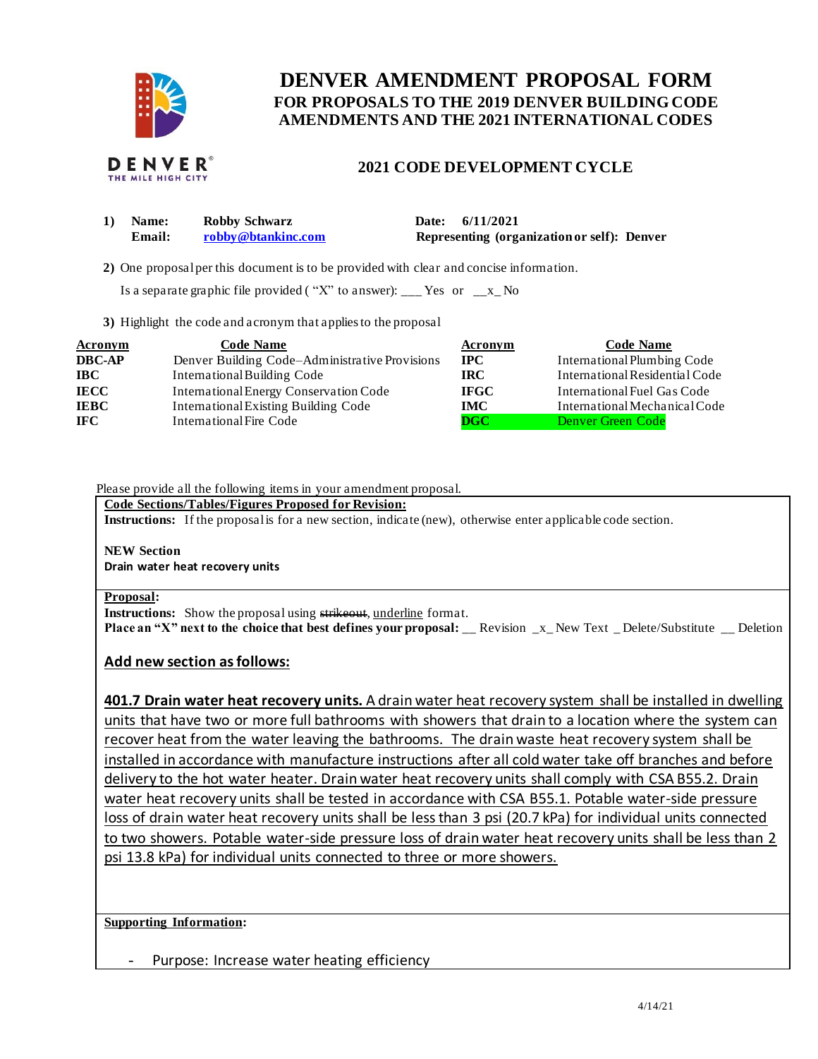# DENVER AMENDMENT PROPOSAL FORM

## FOR PROPOSALS TO THE 2019 DENVER BUILDING CODE AMENDMENTS AND THE 2021 INTERNATIONAL CODES

## 2021 CODE DEVELOPMENT CYCLE

**1) Name:** Robby Schwarz **Date:** 6/11/2021
**Email:** robby@btankinc.com **Representing (organization or self):** Denver

**2)** One proposal per this document is to be provided with clear and concise information.

Is a separate graphic file provided ( "X" to answer): ___ Yes or __x_ No

**3)** Highlight the code and acronym that applies to the proposal

| Acronym | Code Name | Acronym | Code Name |
|---|---|---|---|
| **DBC-AP** | Denver Building Code–Administrative Provisions | **IPC** | International Plumbing Code |
| **IBC** | International Building Code | **IRC** | International Residential Code |
| **IECC** | International Energy Conservation Code | **IFGC** | International Fuel Gas Code |
| **IEBC** | International Existing Building Code | **IMC** | International Mechanical Code |
| **IFC** | International Fire Code | **DGC** | Denver Green Code |

Please provide all the following items in your amendment proposal.

**Code Sections/Tables/Figures Proposed for Revision:**

**Instructions:** If the proposal is for a new section, indicate (new), otherwise enter applicable code section.

**NEW Section**

**Drain water heat recovery units**

**Proposal:**

**Instructions:** Show the proposal using ~~strikeout~~, underline format.

**Place an "X" next to the choice that best defines your proposal:** __ Revision _x_ New Text _ Delete/Substitute __ Deletion

**Add new section as follows:**

**401.7 Drain water heat recovery units.** A drain water heat recovery system shall be installed in dwelling units that have two or more full bathrooms with showers that drain to a location where the system can recover heat from the water leaving the bathrooms. The drain waste heat recovery system shall be installed in accordance with manufacture instructions after all cold water take off branches and before delivery to the hot water heater. Drain water heat recovery units shall comply with CSA B55.2. Drain water heat recovery units shall be tested in accordance with CSA B55.1. Potable water-side pressure loss of drain water heat recovery units shall be less than 3 psi (20.7 kPa) for individual units connected to two showers. Potable water-side pressure loss of drain water heat recovery units shall be less than 2 psi 13.8 kPa) for individual units connected to three or more showers.

**Supporting Information:**

- Purpose: Increase water heating efficiency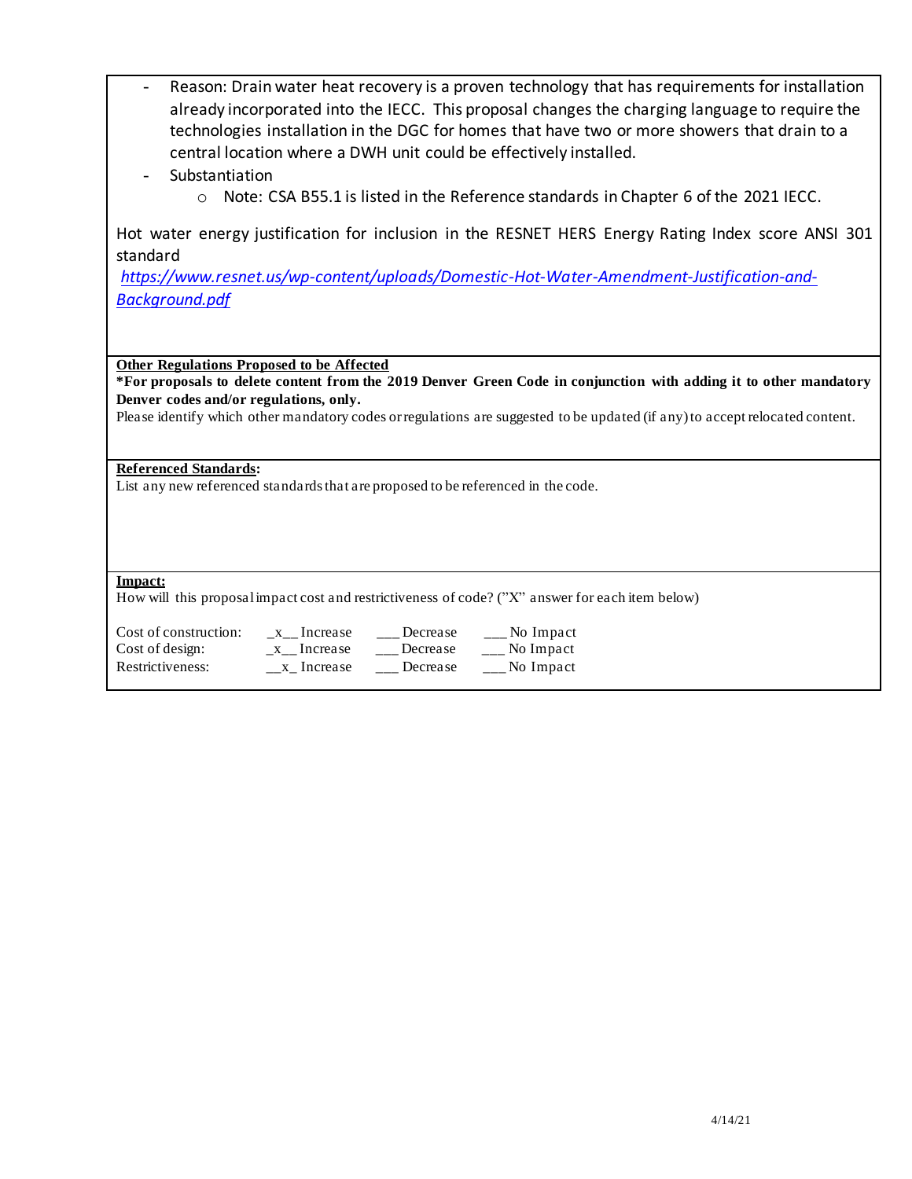- Reason: Drain water heat recovery is a proven technology that has requirements for installation already incorporated into the IECC. This proposal changes the charging language to require the technologies installation in the DGC for homes that have two or more showers that drain to a central location where a DWH unit could be effectively installed.
- Substantiation
  - Note: CSA B55.1 is listed in the Reference standards in Chapter 6 of the 2021 IECC.

Hot water energy justification for inclusion in the RESNET HERS Energy Rating Index score ANSI 301 standard

*https://www.resnet.us/wp-content/uploads/Domestic-Hot-Water-Amendment-Justification-and-Background.pdf*

**Other Regulations Proposed to be Affected**

**\*For proposals to delete content from the 2019 Denver Green Code in conjunction with adding it to other mandatory Denver codes and/or regulations, only.**

Please identify which other mandatory codes or regulations are suggested to be updated (if any) to accept relocated content.

**Referenced Standards:**

List any new referenced standards that are proposed to be referenced in the code.

**Impact:**

How will this proposal impact cost and restrictiveness of code? ("X" answer for each item below)

| | | | |
|---|---|---|---|
| Cost of construction: | \_x\_\_ Increase | \_\_\_ Decrease | \_\_\_ No Impact |
| Cost of design: | \_x\_\_ Increase | \_\_\_ Decrease | \_\_\_ No Impact |
| Restrictiveness: | \_\_x\_ Increase | \_\_\_ Decrease | \_\_\_ No Impact |